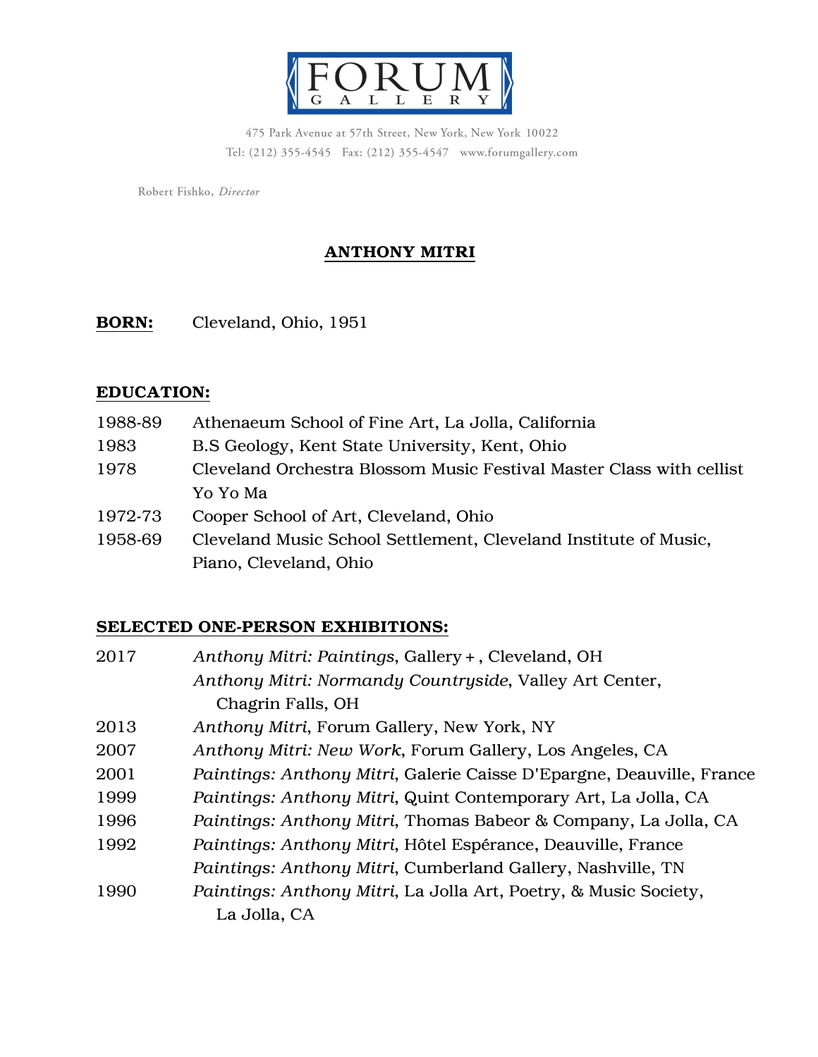# FORUM GALLERY

475 Park Avenue at 57th Street, New York, New York 10022
Tel: (212) 355-4545 Fax: (212) 355-4547 www.forumgallery.com

Robert Fishko, *Director*

## ANTHONY MITRI

**BORN:** Cleveland, Ohio, 1951

### EDUCATION:

| | |
|---|---|
| 1988-89 | Athenaeum School of Fine Art, La Jolla, California |
| 1983 | B.S Geology, Kent State University, Kent, Ohio |
| 1978 | Cleveland Orchestra Blossom Music Festival Master Class with cellist Yo Yo Ma |
| 1972-73 | Cooper School of Art, Cleveland, Ohio |
| 1958-69 | Cleveland Music School Settlement, Cleveland Institute of Music, Piano, Cleveland, Ohio |

### SELECTED ONE-PERSON EXHIBITIONS:

| | |
|---|---|
| 2017 | *Anthony Mitri: Paintings*, Gallery + , Cleveland, OH |
| | *Anthony Mitri: Normandy Countryside*, Valley Art Center, Chagrin Falls, OH |
| 2013 | *Anthony Mitri*, Forum Gallery, New York, NY |
| 2007 | *Anthony Mitri: New Work*, Forum Gallery, Los Angeles, CA |
| 2001 | *Paintings: Anthony Mitri*, Galerie Caisse D'Epargne, Deauville, France |
| 1999 | *Paintings: Anthony Mitri*, Quint Contemporary Art, La Jolla, CA |
| 1996 | *Paintings: Anthony Mitri*, Thomas Babeor & Company, La Jolla, CA |
| 1992 | *Paintings: Anthony Mitri*, Hôtel Espérance, Deauville, France |
| | *Paintings: Anthony Mitri*, Cumberland Gallery, Nashville, TN |
| 1990 | *Paintings: Anthony Mitri*, La Jolla Art, Poetry, & Music Society, La Jolla, CA |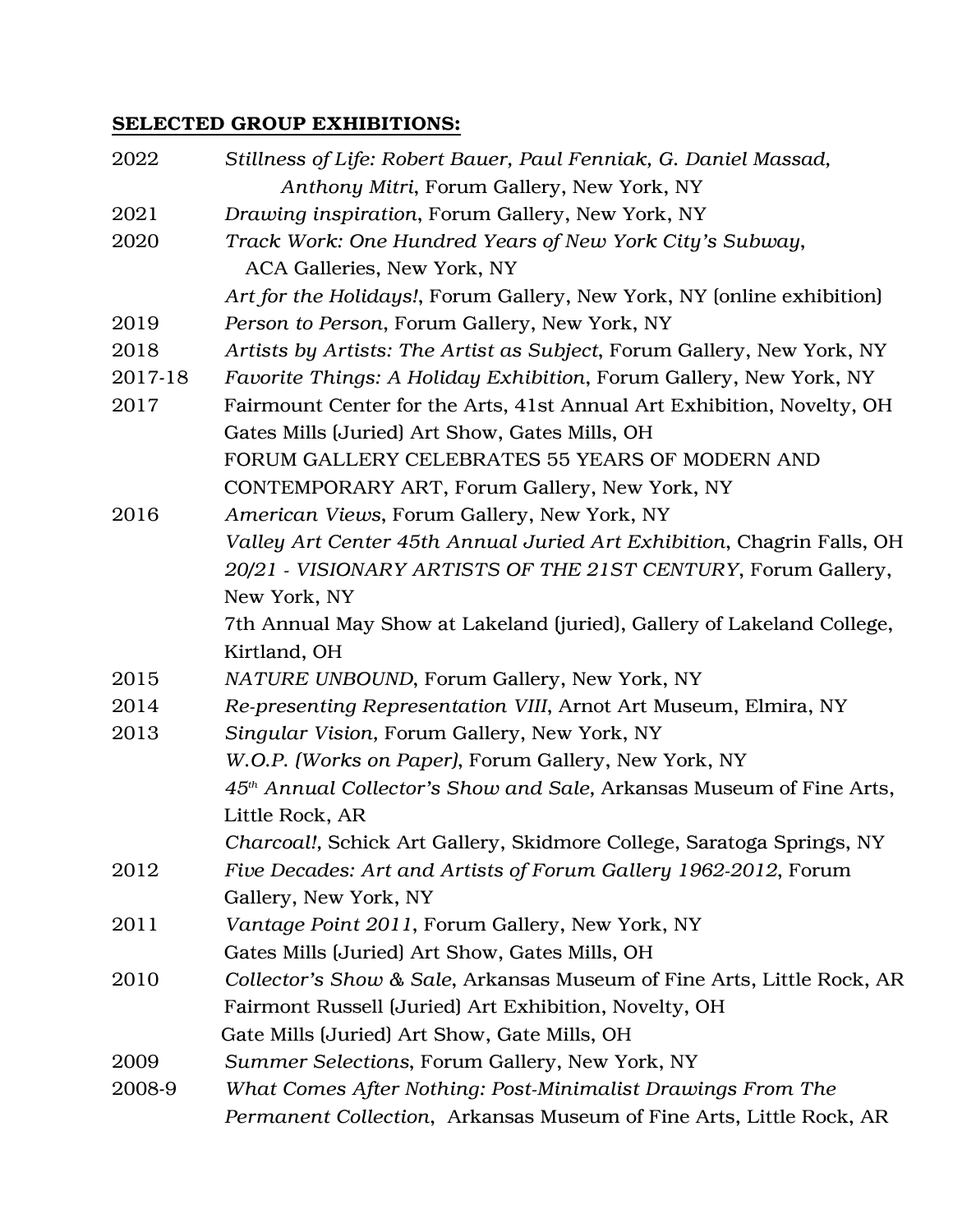**SELECTED GROUP EXHIBITIONS:**

| | |
|---|---|
| 2022 | *Stillness of Life: Robert Bauer, Paul Fenniak, G. Daniel Massad, Anthony Mitri*, Forum Gallery, New York, NY |
| 2021 | *Drawing inspiration*, Forum Gallery, New York, NY |
| 2020 | *Track Work: One Hundred Years of New York City's Subway*, ACA Galleries, New York, NY |
| | *Art for the Holidays!*, Forum Gallery, New York, NY (online exhibition) |
| 2019 | *Person to Person*, Forum Gallery, New York, NY |
| 2018 | *Artists by Artists: The Artist as Subject*, Forum Gallery, New York, NY |
| 2017-18 | *Favorite Things: A Holiday Exhibition*, Forum Gallery, New York, NY |
| 2017 | Fairmount Center for the Arts, 41st Annual Art Exhibition, Novelty, OH |
| | Gates Mills (Juried) Art Show, Gates Mills, OH |
| | FORUM GALLERY CELEBRATES 55 YEARS OF MODERN AND CONTEMPORARY ART, Forum Gallery, New York, NY |
| 2016 | *American Views*, Forum Gallery, New York, NY |
| | *Valley Art Center 45th Annual Juried Art Exhibition*, Chagrin Falls, OH |
| | *20/21 - VISIONARY ARTISTS OF THE 21ST CENTURY*, Forum Gallery, New York, NY |
| | 7th Annual May Show at Lakeland (juried), Gallery of Lakeland College, Kirtland, OH |
| 2015 | *NATURE UNBOUND*, Forum Gallery, New York, NY |
| 2014 | *Re-presenting Representation VIII*, Arnot Art Museum, Elmira, NY |
| 2013 | *Singular Vision*, Forum Gallery, New York, NY |
| | *W.O.P. (Works on Paper)*, Forum Gallery, New York, NY |
| | *45th Annual Collector's Show and Sale*, Arkansas Museum of Fine Arts, Little Rock, AR |
| | *Charcoal!*, Schick Art Gallery, Skidmore College, Saratoga Springs, NY |
| 2012 | *Five Decades: Art and Artists of Forum Gallery 1962-2012*, Forum Gallery, New York, NY |
| 2011 | *Vantage Point 2011*, Forum Gallery, New York, NY |
| | Gates Mills (Juried) Art Show, Gates Mills, OH |
| 2010 | *Collector's Show & Sale*, Arkansas Museum of Fine Arts, Little Rock, AR |
| | Fairmont Russell (Juried) Art Exhibition, Novelty, OH |
| | Gate Mills (Juried) Art Show, Gate Mills, OH |
| 2009 | *Summer Selections*, Forum Gallery, New York, NY |
| 2008-9 | *What Comes After Nothing: Post-Minimalist Drawings From The Permanent Collection*, Arkansas Museum of Fine Arts, Little Rock, AR |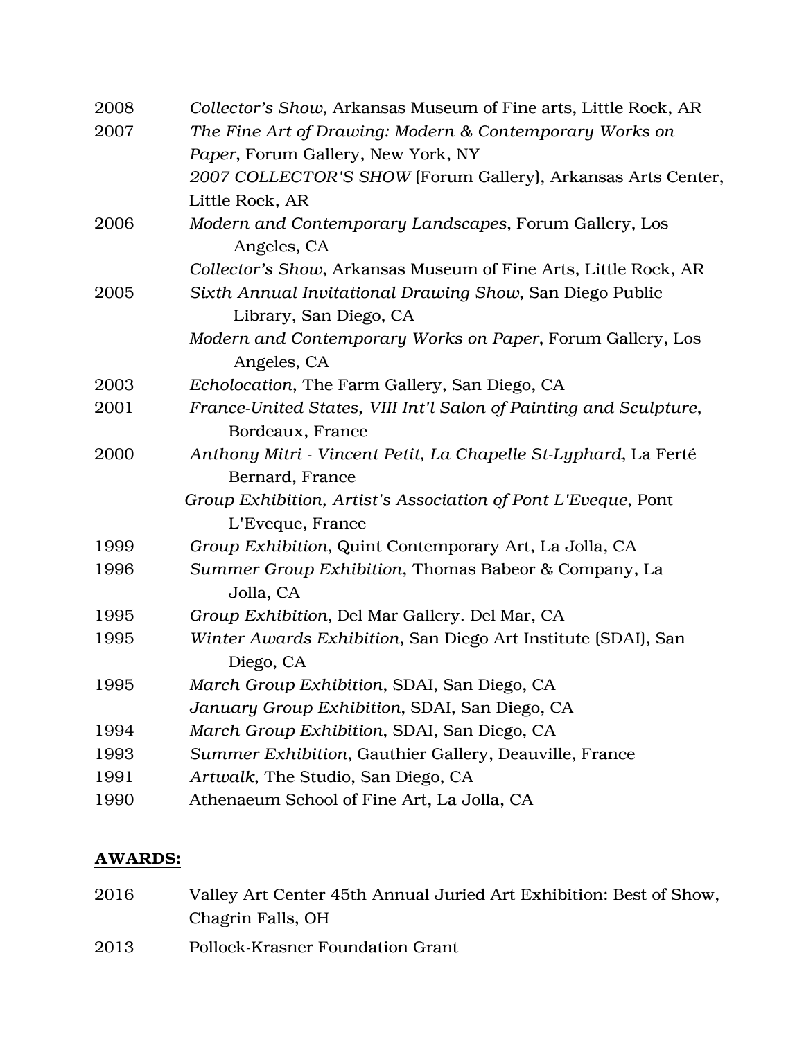2008 *Collector's Show*, Arkansas Museum of Fine arts, Little Rock, AR

2007 *The Fine Art of Drawing: Modern & Contemporary Works on Paper*, Forum Gallery, New York, NY

*2007 COLLECTOR'S SHOW* (Forum Gallery), Arkansas Arts Center, Little Rock, AR

2006 *Modern and Contemporary Landscapes*, Forum Gallery, Los Angeles, CA

*Collector's Show*, Arkansas Museum of Fine Arts, Little Rock, AR

2005 *Sixth Annual Invitational Drawing Show*, San Diego Public Library, San Diego, CA

*Modern and Contemporary Works on Paper*, Forum Gallery, Los Angeles, CA

2003 *Echolocation*, The Farm Gallery, San Diego, CA

2001 *France-United States, VIII Int'l Salon of Painting and Sculpture*, Bordeaux, France

2000 *Anthony Mitri - Vincent Petit, La Chapelle St-Lyphard*, La Ferté Bernard, France

*Group Exhibition, Artist's Association of Pont L'Eveque*, Pont L'Eveque, France

1999 *Group Exhibition*, Quint Contemporary Art, La Jolla, CA

1996 *Summer Group Exhibition*, Thomas Babeor & Company, La Jolla, CA

1995 *Group Exhibition*, Del Mar Gallery. Del Mar, CA

1995 *Winter Awards Exhibition*, San Diego Art Institute (SDAI), San Diego, CA

1995 *March Group Exhibition*, SDAI, San Diego, CA

*January Group Exhibition*, SDAI, San Diego, CA

1994 *March Group Exhibition*, SDAI, San Diego, CA

1993 *Summer Exhibition*, Gauthier Gallery, Deauville, France

1991 *Artwalk*, The Studio, San Diego, CA

1990 Athenaeum School of Fine Art, La Jolla, CA

## **AWARDS:**

2016 Valley Art Center 45th Annual Juried Art Exhibition: Best of Show, Chagrin Falls, OH

2013 Pollock-Krasner Foundation Grant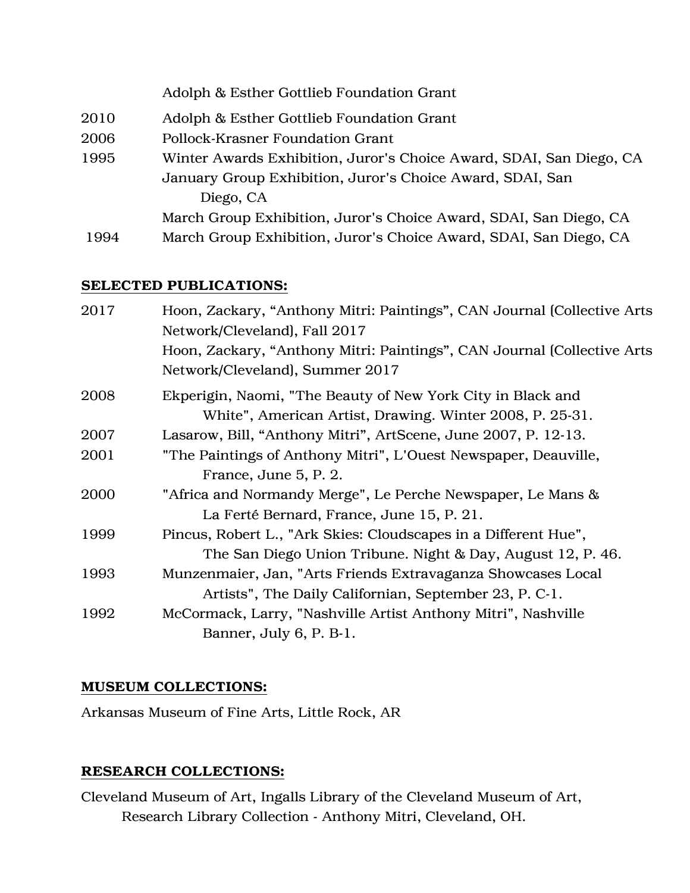Adolph & Esther Gottlieb Foundation Grant

2010 Adolph & Esther Gottlieb Foundation Grant

2006 Pollock-Krasner Foundation Grant

1995 Winter Awards Exhibition, Juror's Choice Award, SDAI, San Diego, CA
January Group Exhibition, Juror's Choice Award, SDAI, San Diego, CA
March Group Exhibition, Juror's Choice Award, SDAI, San Diego, CA

1994 March Group Exhibition, Juror's Choice Award, SDAI, San Diego, CA

**SELECTED PUBLICATIONS:**

2017 Hoon, Zackary, "Anthony Mitri: Paintings", CAN Journal (Collective Arts Network/Cleveland), Fall 2017
Hoon, Zackary, "Anthony Mitri: Paintings", CAN Journal (Collective Arts Network/Cleveland), Summer 2017

2008 Ekperigin, Naomi, "The Beauty of New York City in Black and White", American Artist, Drawing. Winter 2008, P. 25-31.

2007 Lasarow, Bill, "Anthony Mitri", ArtScene, June 2007, P. 12-13.

2001 "The Paintings of Anthony Mitri", L'Ouest Newspaper, Deauville, France, June 5, P. 2.

2000 "Africa and Normandy Merge", Le Perche Newspaper, Le Mans & La Ferté Bernard, France, June 15, P. 21.

1999 Pincus, Robert L., "Ark Skies: Cloudscapes in a Different Hue", The San Diego Union Tribune. Night & Day, August 12, P. 46.

1993 Munzenmaier, Jan, "Arts Friends Extravaganza Showcases Local Artists", The Daily Californian, September 23, P. C-1.

1992 McCormack, Larry, "Nashville Artist Anthony Mitri", Nashville Banner, July 6, P. B-1.

**MUSEUM COLLECTIONS:**

Arkansas Museum of Fine Arts, Little Rock, AR

**RESEARCH COLLECTIONS:**

Cleveland Museum of Art, Ingalls Library of the Cleveland Museum of Art, Research Library Collection - Anthony Mitri, Cleveland, OH.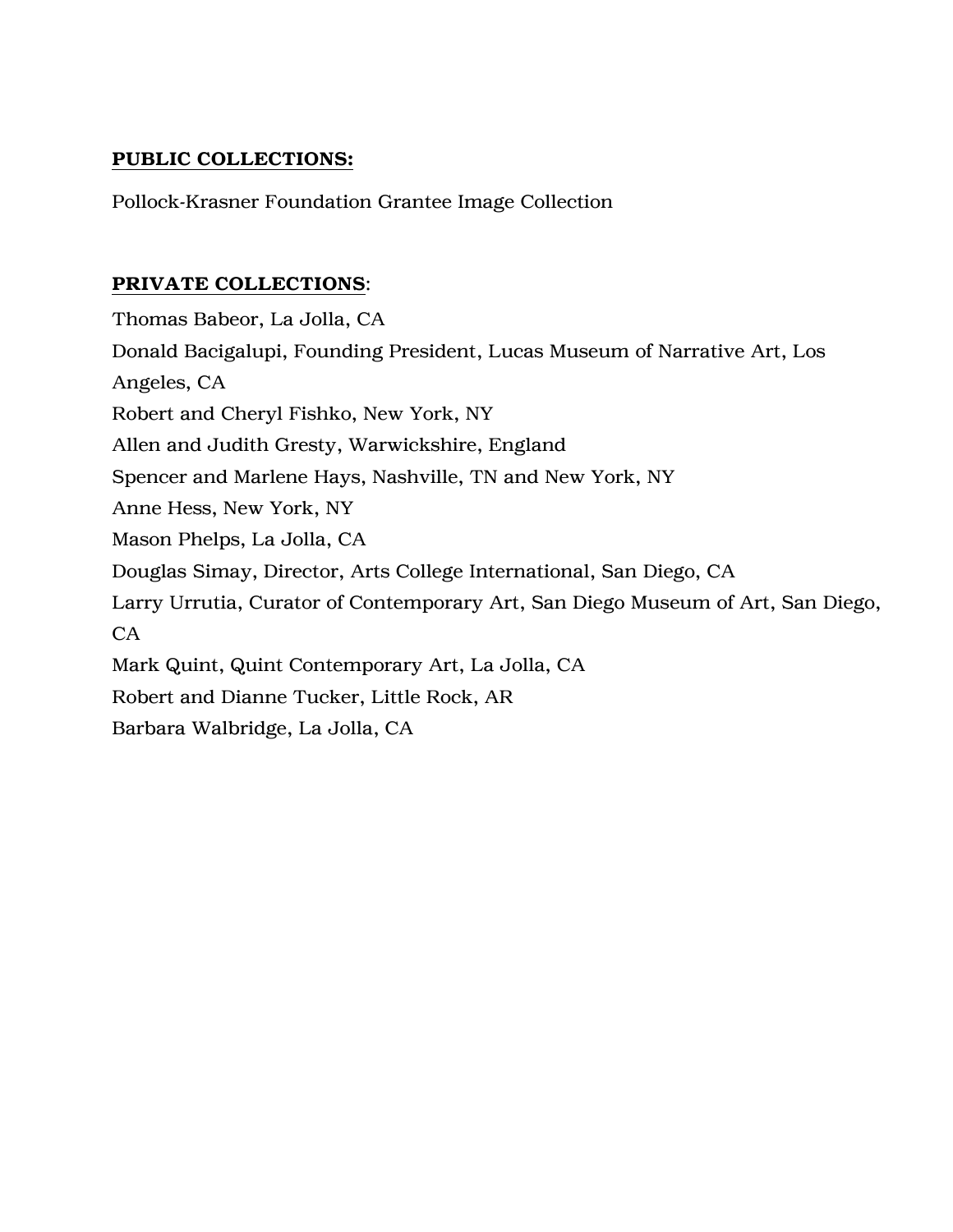**PUBLIC COLLECTIONS:**

Pollock-Krasner Foundation Grantee Image Collection

**PRIVATE COLLECTIONS**:

Thomas Babeor, La Jolla, CA
Donald Bacigalupi, Founding President, Lucas Museum of Narrative Art, Los Angeles, CA
Robert and Cheryl Fishko, New York, NY
Allen and Judith Gresty, Warwickshire, England
Spencer and Marlene Hays, Nashville, TN and New York, NY
Anne Hess, New York, NY
Mason Phelps, La Jolla, CA
Douglas Simay, Director, Arts College International, San Diego, CA
Larry Urrutia, Curator of Contemporary Art, San Diego Museum of Art, San Diego, CA
Mark Quint, Quint Contemporary Art, La Jolla, CA
Robert and Dianne Tucker, Little Rock, AR
Barbara Walbridge, La Jolla, CA